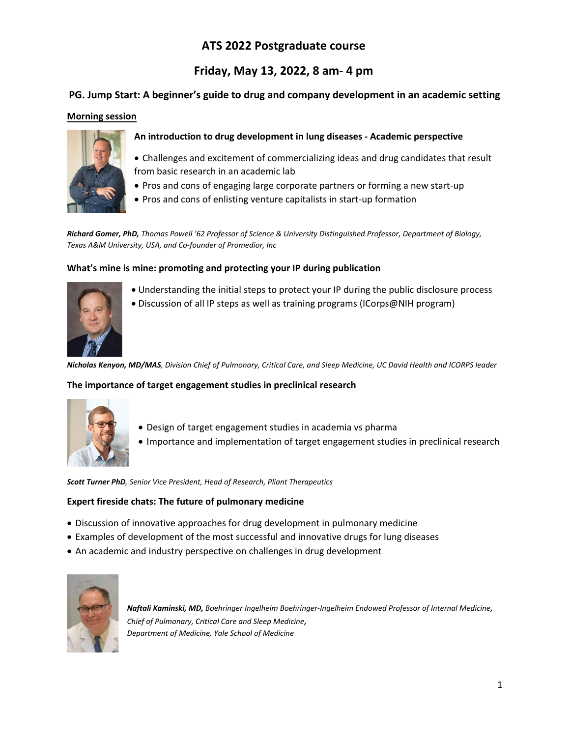# ATS 2022 Postgraduate course

## Friday, May 13, 2022, 8 am- 4 pm

### PG. Jump Start: A beginner's guide to drug and company development in an academic setting

**Morning session**

**An introduction to drug development in lung diseases - Academic perspective**

- Challenges and excitement of commercializing ideas and drug candidates that result from basic research in an academic lab
- Pros and cons of engaging large corporate partners or forming a new start-up
- Pros and cons of enlisting venture capitalists in start-up formation

***Richard Gomer, PhD,*** *Thomas Powell '62 Professor of Science & University Distinguished Professor, Department of Biology, Texas A&M University, USA, and Co-founder of Promedior, Inc*

**What's mine is mine: promoting and protecting your IP during publication**

- Understanding the initial steps to protect your IP during the public disclosure process
- Discussion of all IP steps as well as training programs (ICorps@NIH program)

***Nicholas Kenyon, MD/MAS****, Division Chief of Pulmonary, Critical Care, and Sleep Medicine, UC David Health and ICORPS leader*

**The importance of target engagement studies in preclinical research**

- Design of target engagement studies in academia vs pharma
- Importance and implementation of target engagement studies in preclinical research

***Scott Turner PhD****, Senior Vice President, Head of Research, Pliant Therapeutics*

**Expert fireside chats: The future of pulmonary medicine**

- Discussion of innovative approaches for drug development in pulmonary medicine
- Examples of development of the most successful and innovative drugs for lung diseases
- An academic and industry perspective on challenges in drug development

***Naftali Kaminski, MD,*** *Boehringer Ingelheim Boehringer-Ingelheim Endowed Professor of Internal Medicine, Chief of Pulmonary, Critical Care and Sleep Medicine, Department of Medicine, Yale School of Medicine*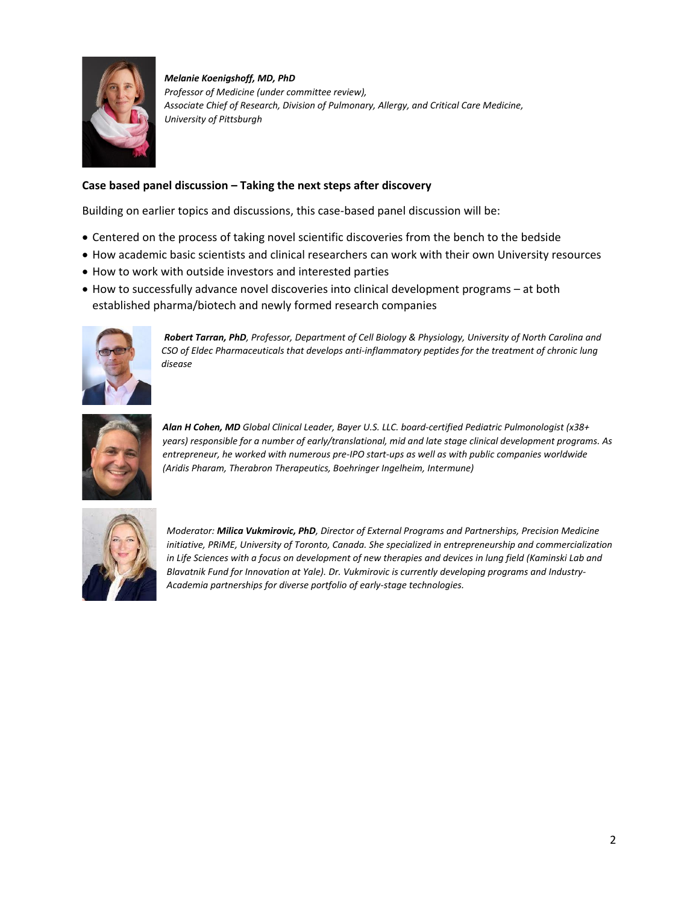***Melanie Koenigshoff, MD, PhD***
*Professor of Medicine (under committee review),*
*Associate Chief of Research, Division of Pulmonary, Allergy, and Critical Care Medicine,*
*University of Pittsburgh*

**Case based panel discussion – Taking the next steps after discovery**

Building on earlier topics and discussions, this case-based panel discussion will be:

- Centered on the process of taking novel scientific discoveries from the bench to the bedside
- How academic basic scientists and clinical researchers can work with their own University resources
- How to work with outside investors and interested parties
- How to successfully advance novel discoveries into clinical development programs – at both established pharma/biotech and newly formed research companies

***Robert Tarran, PhD****, Professor, Department of Cell Biology & Physiology, University of North Carolina and CSO of Eldec Pharmaceuticals that develops anti-inflammatory peptides for the treatment of chronic lung disease*

***Alan H Cohen, MD*** *Global Clinical Leader, Bayer U.S. LLC. board-certified Pediatric Pulmonologist (x38+ years) responsible for a number of early/translational, mid and late stage clinical development programs. As entrepreneur, he worked with numerous pre-IPO start-ups as well as with public companies worldwide (Aridis Pharam, Therabron Therapeutics, Boehringer Ingelheim, Intermune)*

*Moderator:* ***Milica Vukmirovic, PhD****, Director of External Programs and Partnerships, Precision Medicine initiative, PRiME, University of Toronto, Canada. She specialized in entrepreneurship and commercialization in Life Sciences with a focus on development of new therapies and devices in lung field (Kaminski Lab and Blavatnik Fund for Innovation at Yale). Dr. Vukmirovic is currently developing programs and Industry-Academia partnerships for diverse portfolio of early-stage technologies.*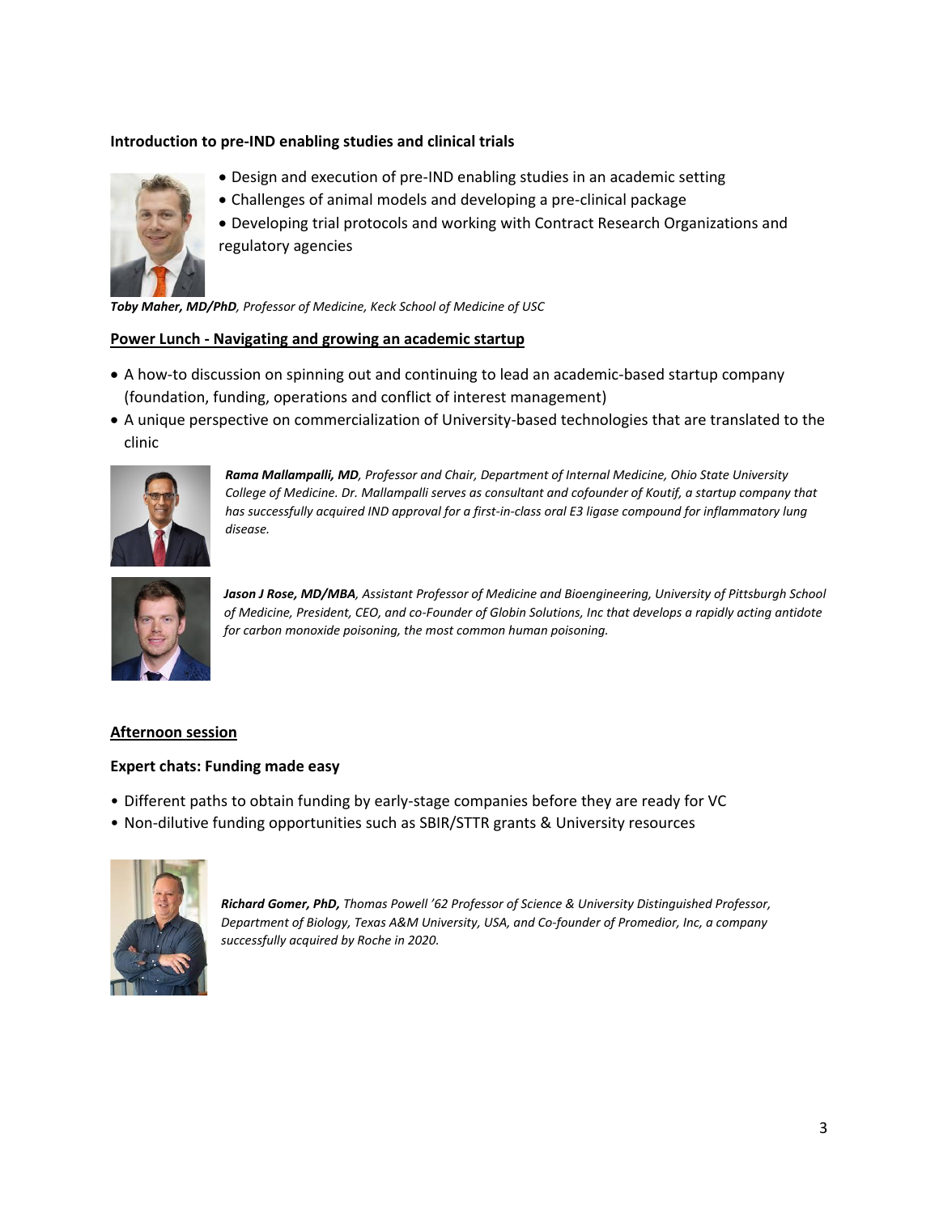**Introduction to pre-IND enabling studies and clinical trials**

- Design and execution of pre-IND enabling studies in an academic setting
- Challenges of animal models and developing a pre-clinical package
- Developing trial protocols and working with Contract Research Organizations and regulatory agencies

***Toby Maher, MD/PhD**, Professor of Medicine, Keck School of Medicine of USC*

**Power Lunch - Navigating and growing an academic startup**

- A how-to discussion on spinning out and continuing to lead an academic-based startup company (foundation, funding, operations and conflict of interest management)
- A unique perspective on commercialization of University-based technologies that are translated to the clinic

***Rama Mallampalli, MD**, Professor and Chair, Department of Internal Medicine, Ohio State University College of Medicine. Dr. Mallampalli serves as consultant and cofounder of Koutif, a startup company that has successfully acquired IND approval for a first-in-class oral E3 ligase compound for inflammatory lung disease.*

***Jason J Rose, MD/MBA**, Assistant Professor of Medicine and Bioengineering, University of Pittsburgh School of Medicine, President, CEO, and co-Founder of Globin Solutions, Inc that develops a rapidly acting antidote for carbon monoxide poisoning, the most common human poisoning.*

**Afternoon session**

**Expert chats: Funding made easy**

- Different paths to obtain funding by early-stage companies before they are ready for VC
- Non-dilutive funding opportunities such as SBIR/STTR grants & University resources

***Richard Gomer, PhD,** Thomas Powell '62 Professor of Science & University Distinguished Professor, Department of Biology, Texas A&M University, USA, and Co-founder of Promedior, Inc, a company successfully acquired by Roche in 2020.*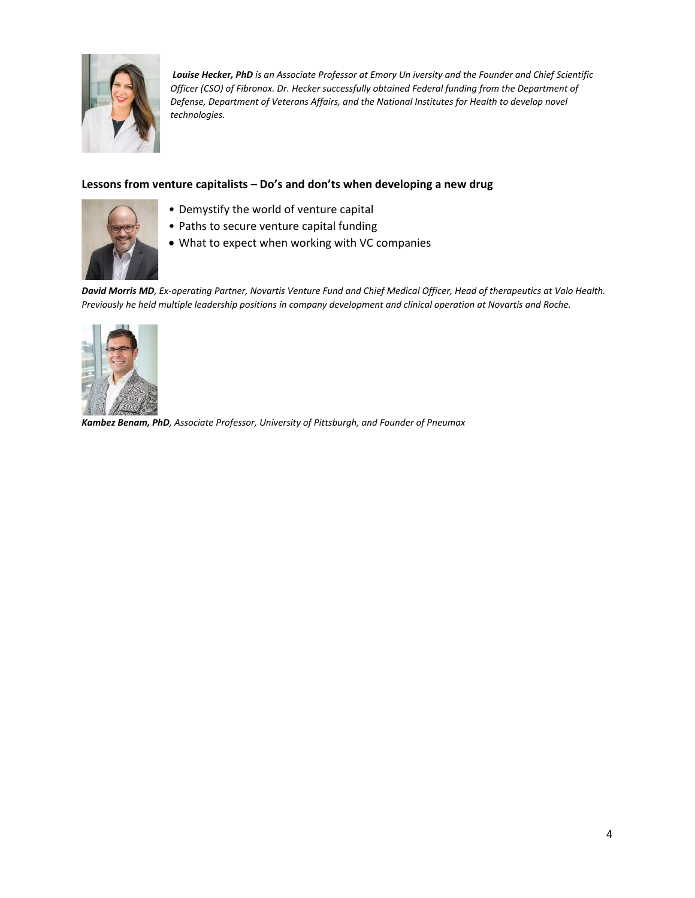***Louise Hecker, PhD** is an Associate Professor at Emory Un iversity and the Founder and Chief Scientific Officer (CSO) of Fibronox. Dr. Hecker successfully obtained Federal funding from the Department of Defense, Department of Veterans Affairs, and the National Institutes for Health to develop novel technologies.*

**Lessons from venture capitalists – Do's and don'ts when developing a new drug**

- Demystify the world of venture capital
- Paths to secure venture capital funding
- What to expect when working with VC companies

***David Morris MD**, Ex-operating Partner, Novartis Venture Fund and Chief Medical Officer, Head of therapeutics at Valo Health. Previously he held multiple leadership positions in company development and clinical operation at Novartis and Roche.*

***Kambez Benam, PhD**, Associate Professor, University of Pittsburgh, and Founder of Pneumax*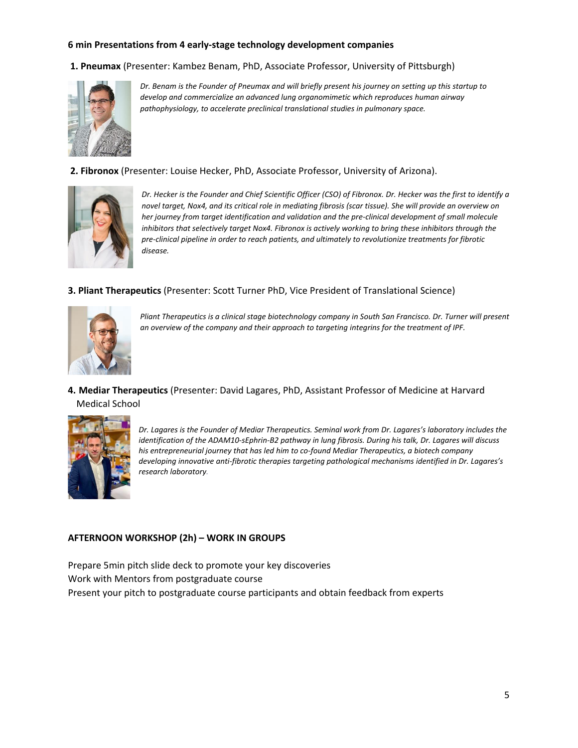**6 min Presentations from 4 early-stage technology development companies**

**1. Pneumax** (Presenter: Kambez Benam, PhD, Associate Professor, University of Pittsburgh)

*Dr. Benam is the Founder of Pneumax and will briefly present his journey on setting up this startup to develop and commercialize an advanced lung organomimetic which reproduces human airway pathophysiology, to accelerate preclinical translational studies in pulmonary space.*

**2. Fibronox** (Presenter: Louise Hecker, PhD, Associate Professor, University of Arizona).

*Dr. Hecker is the Founder and Chief Scientific Officer (CSO) of Fibronox. Dr. Hecker was the first to identify a novel target, Nox4, and its critical role in mediating fibrosis (scar tissue). She will provide an overview on her journey from target identification and validation and the pre-clinical development of small molecule inhibitors that selectively target Nox4. Fibronox is actively working to bring these inhibitors through the pre-clinical pipeline in order to reach patients, and ultimately to revolutionize treatments for fibrotic disease.*

**3. Pliant Therapeutics** (Presenter: Scott Turner PhD, Vice President of Translational Science)

*Pliant Therapeutics is a clinical stage biotechnology company in South San Francisco. Dr. Turner will present an overview of the company and their approach to targeting integrins for the treatment of IPF.*

**4. Mediar Therapeutics** (Presenter: David Lagares, PhD, Assistant Professor of Medicine at Harvard Medical School

*Dr. Lagares is the Founder of Mediar Therapeutics. Seminal work from Dr. Lagares's laboratory includes the identification of the ADAM10-sEphrin-B2 pathway in lung fibrosis. During his talk, Dr. Lagares will discuss his entrepreneurial journey that has led him to co-found Mediar Therapeutics, a biotech company developing innovative anti-fibrotic therapies targeting pathological mechanisms identified in Dr. Lagares's research laboratory.*

**AFTERNOON WORKSHOP (2h) – WORK IN GROUPS**

Prepare 5min pitch slide deck to promote your key discoveries
Work with Mentors from postgraduate course
Present your pitch to postgraduate course participants and obtain feedback from experts